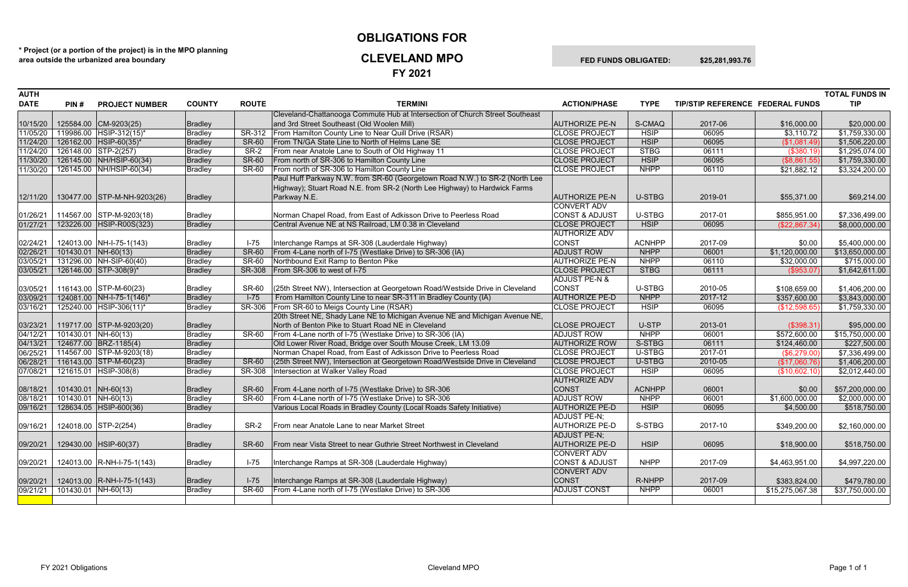# OBLIGATIONS FOR

# CLEVELAND MPO

## FY 2021

\* Project (or a portion of the project) is in the MPO planning area outside the urbanized area boundary

**FED FUNDS OBLIGATED: $25,281,993.76**

| AUTH DATE | PIN # | PROJECT NUMBER | COUNTY | ROUTE | TERMINI | ACTION/PHASE | TYPE | TIP/STIP REFERENCE | FEDERAL FUNDS | TOTAL FUNDS IN TIP |
|---|---|---|---|---|---|---|---|---|---|---|
| 10/15/20 | 125584.00 | CM-9203(25) | Bradley | | Cleveland-Chattanooga Commute Hub at Intersection of Church Street Southeast and 3rd Street Southeast (Old Woolen Mill) | AUTHORIZE PE-N | S-CMAQ | 2017-06 | $16,000.00 | $20,000.00 |
| 11/05/20 | 119986.00 | HSIP-312(15)* | Bradley | SR-312 | From Hamilton County Line to Near Quill Drive (RSAR) | CLOSE PROJECT | HSIP | 06095 | $3,110.72 | $1,759,330.00 |
| 11/24/20 | 126162.00 | HSIP-60(35)* | Bradley | SR-60 | From TN/GA State Line to North of Helms Lane SE | CLOSE PROJECT | HSIP | 06095 | ($1,081.49) | $1,506,220.00 |
| 11/24/20 | 126148.00 | STP-2(257) | Bradley | SR-2 | From near Anatole Lane to South of Old Highway 11 | CLOSE PROJECT | STBG | 06111 | ($380.19) | $1,295,074.00 |
| 11/30/20 | 126145.00 | NH/HSIP-60(34) | Bradley | SR-60 | From north of SR-306 to Hamilton County Line | CLOSE PROJECT | HSIP | 06095 | ($8,861.55) | $1,759,330.00 |
| 11/30/20 | 126145.00 | NH/HSIP-60(34) | Bradley | SR-60 | From north of SR-306 to Hamilton County Line | CLOSE PROJECT | NHPP | 06110 | $21,882.12 | $3,324,200.00 |
| 12/11/20 | 130477.00 | STP-M-NH-9203(26) | Bradley | | Paul Huff Parkway N.W. from SR-60 (Georgetown Road N.W.) to SR-2 (North Lee Highway); Stuart Road N.E. from SR-2 (North Lee Highway) to Hardwick Farms Parkway N.E. | AUTHORIZE PE-N | U-STBG | 2019-01 | $55,371.00 | $69,214.00 |
| 01/26/21 | 114567.00 | STP-M-9203(18) | Bradley | | Norman Chapel Road, from East of Adkisson Drive to Peerless Road | CONVERT ADV CONST & ADJUST | U-STBG | 2017-01 | $855,951.00 | $7,336,499.00 |
| 01/27/21 | 123226.00 | HSIP-R00S(323) | Bradley | | Central Avenue NE at NS Railroad, LM 0.38 in Cleveland | CLOSE PROJECT | HSIP | 06095 | ($22,867.34) | $8,000,000.00 |
| 02/24/21 | 124013.00 | NH-I-75-1(143) | Bradley | I-75 | Interchange Ramps at SR-308 (Lauderdale Highway) | AUTHORIZE ADV CONST | ACNHPP | 2017-09 | $0.00 | $5,400,000.00 |
| 02/26/21 | 101430.01 | NH-60(13) | Bradley | SR-60 | From 4-Lane north of I-75 (Westlake Drive) to SR-306 (IA) | ADJUST ROW | NHPP | 06001 | $1,120,000.00 | $13,650,000.00 |
| 03/05/21 | 131296.00 | NH-SIP-60(40) | Bradley | SR-60 | Northbound Exit Ramp to Benton Pike | AUTHORIZE PE-N | NHPP | 06110 | $32,000.00 | $715,000.00 |
| 03/05/21 | 126146.00 | STP-308(9)* | Bradley | SR-308 | From SR-306 to west of I-75 | CLOSE PROJECT | STBG | 06111 | ($953.07) | $1,642,611.00 |
| 03/05/21 | 116143.00 | STP-M-60(23) | Bradley | SR-60 | (25th Street NW), Intersection at Georgetown Road/Westside Drive in Cleveland | ADJUST PE-N & CONST | U-STBG | 2010-05 | $108,659.00 | $1,406,200.00 |
| 03/09/21 | 124081.00 | NH-I-75-1(146)* | Bradley | I-75 | From Hamilton County Line to near SR-311 in Bradley County (IA) | AUTHORIZE PE-D | NHPP | 2017-12 | $357,600.00 | $3,843,000.00 |
| 03/16/21 | 125240.00 | HSIP-306(11)* | Bradley | SR-306 | From SR-60 to Meigs County Line (RSAR) | CLOSE PROJECT | HSIP | 06095 | ($12,598.65) | $1,759,330.00 |
| 03/23/21 | 119717.00 | STP-M-9203(20) | Bradley | | 20th Street NE, Shady Lane NE to Michigan Avenue NE and Michigan Avenue NE, North of Benton Pike to Stuart Road NE in Cleveland | CLOSE PROJECT | U-STP | 2013-01 | ($398.31) | $95,000.00 |
| 04/12/21 | 101430.01 | NH-60(13) | Bradley | SR-60 | From 4-Lane north of I-75 (Westlake Drive) to SR-306 (IA) | ADJUST ROW | NHPP | 06001 | $572,600.00 | $15,750,000.00 |
| 04/13/21 | 124677.00 | BRZ-1185(4) | Bradley | | Old Lower River Road, Bridge over South Mouse Creek, LM 13.09 | AUTHORIZE ROW | S-STBG | 06111 | $124,460.00 | $227,500.00 |
| 06/25/21 | 114567.00 | STP-M-9203(18) | Bradley | | Norman Chapel Road, from East of Adkisson Drive to Peerless Road | CLOSE PROJECT | U-STBG | 2017-01 | ($6,279.00) | $7,336,499.00 |
| 06/28/21 | 116143.00 | STP-M-60(23) | Bradley | SR-60 | (25th Street NW), Intersection at Georgetown Road/Westside Drive in Cleveland | CLOSE PROJECT | U-STBG | 2010-05 | ($17,060.76) | $1,406,200.00 |
| 07/08/21 | 121615.01 | HSIP-308(8) | Bradley | SR-308 | Intersection at Walker Valley Road | CLOSE PROJECT | HSIP | 06095 | ($10,602.10) | $2,012,440.00 |
| 08/18/21 | 101430.01 | NH-60(13) | Bradley | SR-60 | From 4-Lane north of I-75 (Westlake Drive) to SR-306 | AUTHORIZE ADV CONST | ACNHPP | 06001 | $0.00 | $57,200,000.00 |
| 08/18/21 | 101430.01 | NH-60(13) | Bradley | SR-60 | From 4-Lane north of I-75 (Westlake Drive) to SR-306 | ADJUST ROW | NHPP | 06001 | $1,600,000.00 | $2,000,000.00 |
| 09/16/21 | 128634.05 | HSIP-600(36) | Bradley | | Various Local Roads in Bradley County (Local Roads Safety Initiative) | AUTHORIZE PE-D | HSIP | 06095 | $4,500.00 | $518,750.00 |
| 09/16/21 | 124018.00 | STP-2(254) | Bradley | SR-2 | From near Anatole Lane to near Market Street | ADJUST PE-N; AUTHORIZE PE-D | S-STBG | 2017-10 | $349,200.00 | $2,160,000.00 |
| 09/20/21 | 129430.00 | HSIP-60(37) | Bradley | SR-60 | From near Vista Street to near Guthrie Street Northwest in Cleveland | ADJUST PE-N; AUTHORIZE PE-D | HSIP | 06095 | $18,900.00 | $518,750.00 |
| 09/20/21 | 124013.00 | R-NH-I-75-1(143) | Bradley | I-75 | Interchange Ramps at SR-308 (Lauderdale Highway) | CONVERT ADV CONST & ADJUST | NHPP | 2017-09 | $4,463,951.00 | $4,997,220.00 |
| 09/20/21 | 124013.00 | R-NH-I-75-1(143) | Bradley | I-75 | Interchange Ramps at SR-308 (Lauderdale Highway) | CONVERT ADV CONST | R-NHPP | 2017-09 | $383,824.00 | $479,780.00 |
| 09/21/21 | 101430.01 | NH-60(13) | Bradley | SR-60 | From 4-Lane north of I-75 (Westlake Drive) to SR-306 | ADJUST CONST | NHPP | 06001 | $15,275,067.38 | $37,750,000.00 |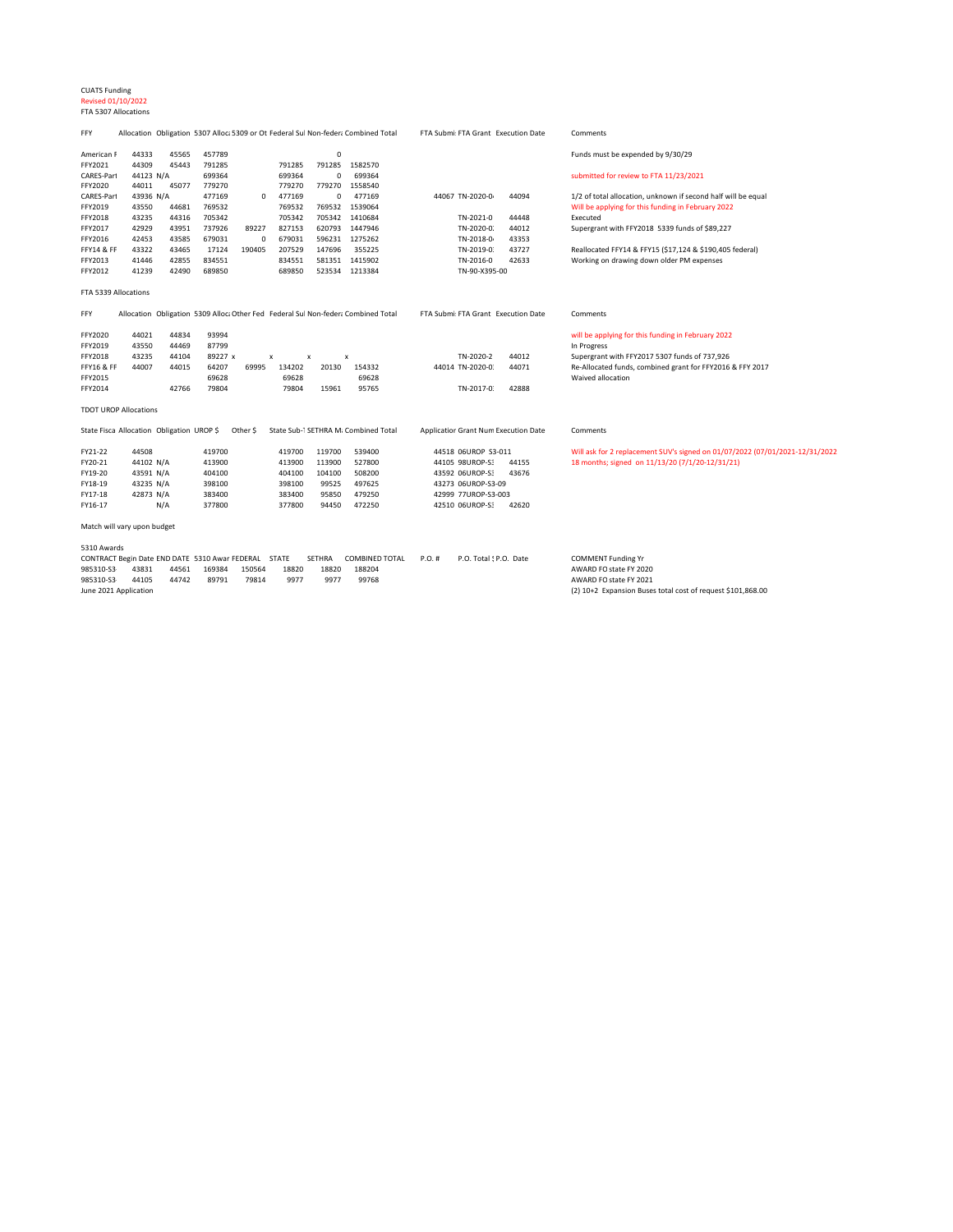CUATS Funding

Revised 01/10/2022

FTA 5307 Allocations

| FFY | Allocation | Obligation | 5307 Alloc | 5309 or Ot | Federal Sul | Non-federa | Combined Total | FTA Submi | FTA Grant | Execution Date | Comments |
|---|---|---|---|---|---|---|---|---|---|---|---|
| American F | 44333 | 45565 | 457789 | | | 0 | | | | | Funds must be expended by 9/30/29 |
| FFY2021 | 44309 | 45443 | 791285 | | 791285 | 791285 | 1582570 | | | | |
| CARES-Part | 44123 | N/A | 699364 | | 699364 | 0 | 699364 | | | | submitted for review to FTA 11/23/2021 |
| FFY2020 | 44011 | 45077 | 779270 | | 779270 | 779270 | 1558540 | | | | |
| CARES-Part | 43936 | N/A | 477169 | 0 | 477169 | 0 | 477169 | 44067 | TN-2020-0 | 44094 | 1/2 of total allocation, unknown if second half will be equal |
| FFY2019 | 43550 | 44681 | 769532 | | 769532 | 769532 | 1539064 | | | | Will be applying for this funding in February 2022 |
| FFY2018 | 43235 | 44316 | 705342 | | 705342 | 705342 | 1410684 | | TN-2021-0 | 44448 | Executed |
| FFY2017 | 42929 | 43951 | 737926 | 89227 | 827153 | 620793 | 1447946 | | TN-2020-0 | 44012 | Supergrant with FFY2018 5339 funds of $89,227 |
| FFY2016 | 42453 | 43585 | 679031 | 0 | 679031 | 596231 | 1275262 | | TN-2018-0 | 43353 | |
| FFY14 & FF | 43322 | 43465 | 17124 | 190405 | 207529 | 147696 | 355225 | | TN-2019-0 | 43727 | Reallocated FFY14 & FFY15 ($17,124 & $190,405 federal) |
| FFY2013 | 41446 | 42855 | 834551 | | 834551 | 581351 | 1415902 | | TN-2016-0 | 42633 | Working on drawing down older PM expenses |
| FFY2012 | 41239 | 42490 | 689850 | | 689850 | 523534 | 1213384 | | TN-90-X395-00 | | |

FTA 5339 Allocations

| FFY | Allocation | Obligation | 5309 Alloc | Other Fed | Federal Sul | Non-federa | Combined Total | FTA Submi | FTA Grant | Execution Date | Comments |
|---|---|---|---|---|---|---|---|---|---|---|---|
| FFY2020 | 44021 | 44834 | 93994 | | | | | | | | will be applying for this funding in February 2022 |
| FFY2019 | 43550 | 44469 | 87799 | | | | | | | | In Progress |
| FFY2018 | 43235 | 44104 | 89227 x | x | x | | x | | TN-2020-2 | 44012 | Supergrant with FFY2017 5307 funds of 737,926 |
| FFY16 & FF | 44007 | 44015 | 64207 | 69995 | 134202 | 20130 | 154332 | 44014 | TN-2020-0 | 44071 | Re-Allocated funds, combined grant for FFY2016 & FFY 2017 |
| FFY2015 | | | 69628 | | 69628 | | 69628 | | | | Waived allocation |
| FFY2014 | | 42766 | 79804 | | 79804 | 15961 | 95765 | | TN-2017-0 | 42888 | |

TDOT UROP Allocations

| State Fisca | Allocation | Obligation | UROP $ | Other $ | State Sub-T | SETHRA M | Combined Total | Applicatior | Grant Num | Execution Date | Comments |
|---|---|---|---|---|---|---|---|---|---|---|---|
| FY21-22 | 44508 | | 419700 | | 419700 | 119700 | 539400 | 44518 | 06UROP S3-011 | | Will ask for 2 replacement SUV's signed on 01/07/2022 (07/01/2021-12/31/2022 |
| FY20-21 | 44102 | N/A | 413900 | | 413900 | 113900 | 527800 | 44105 | 98UROP-S3 | 44155 | 18 months; signed on 11/13/20 (7/1/20-12/31/21) |
| FY19-20 | 43591 | N/A | 404100 | | 404100 | 104100 | 508200 | 43592 | 06UROP-S3 | 43676 | |
| FY18-19 | 43235 | N/A | 398100 | | 398100 | 99525 | 497625 | 43273 | 06UROP-S3-09 | | |
| FY17-18 | 42873 | N/A | 383400 | | 383400 | 95850 | 479250 | 42999 | 77UROP-S3-003 | | |
| FY16-17 | | N/A | 377800 | | 377800 | 94450 | 472250 | 42510 | 06UROP-S3 | 42620 | |

Match will vary upon budget

5310 Awards

| CONTRACT | Begin Date | END DATE | 5310 Awar | FEDERAL | STATE | SETHRA | COMBINED TOTAL | P.O. # | P.O. Total | P.O. Date | COMMENT Funding Yr |
|---|---|---|---|---|---|---|---|---|---|---|---|
| 985310-S3 | 43831 | 44561 | 169384 | 150564 | 18820 | 18820 | 188204 | | | | AWARD FO state FY 2020 |
| 985310-S3 | 44105 | 44742 | 89791 | 79814 | 9977 | 9977 | 99768 | | | | AWARD FO state FY 2021 |
| June 2021 Application | | | | | | | | | | | (2) 10+2 Expansion Buses total cost of request $101,868.00 |